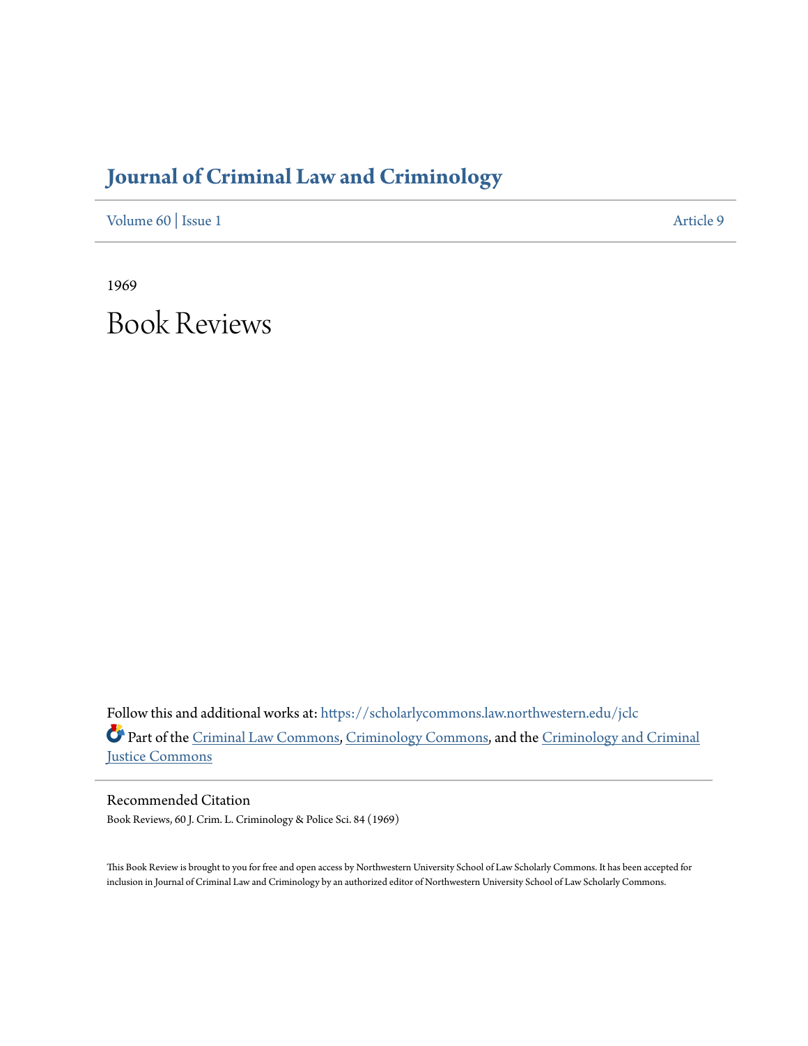# Journal of Criminal Law and Criminology

Volume 60 | Issue 1 Article 9

1969

# Book Reviews

Follow this and additional works at: https://scholarlycommons.law.northwestern.edu/jclc

Part of the Criminal Law Commons, Criminology Commons, and the Criminology and Criminal Justice Commons

## Recommended Citation

Book Reviews, 60 J. Crim. L. Criminology & Police Sci. 84 (1969)

This Book Review is brought to you for free and open access by Northwestern University School of Law Scholarly Commons. It has been accepted for inclusion in Journal of Criminal Law and Criminology by an authorized editor of Northwestern University School of Law Scholarly Commons.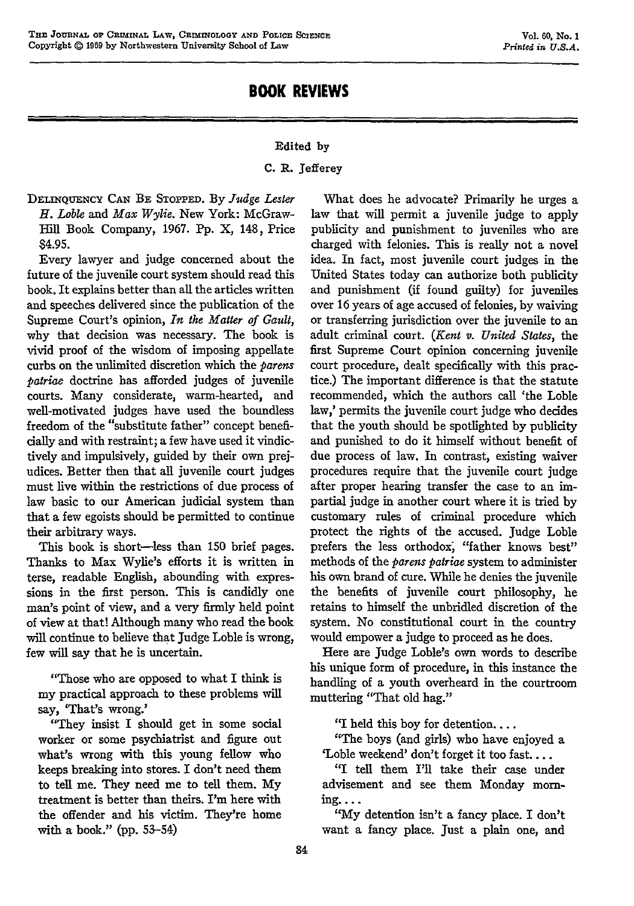# BOOK REVIEWS

Edited by

C. R. Jefferey

DELINQUENCY CAN BE STOPPED. By *Judge Lester H. Loble* and *Max Wylie*. New York: McGraw-Hill Book Company, 1967. Pp. X, 148, Price $4.95.

Every lawyer and judge concerned about the future of the juvenile court system should read this book. It explains better than all the articles written and speeches delivered since the publication of the Supreme Court's opinion, *In the Matter of Gault*, why that decision was necessary. The book is vivid proof of the wisdom of imposing appellate curbs on the unlimited discretion which the *parens patriae* doctrine has afforded judges of juvenile courts. Many considerate, warm-hearted, and well-motivated judges have used the boundless freedom of the "substitute father" concept beneficially and with restraint; a few have used it vindictively and impulsively, guided by their own prejudices. Better then that all juvenile court judges must live within the restrictions of due process of law basic to our American judicial system than that a few egoists should be permitted to continue their arbitrary ways.

This book is short—less than 150 brief pages. Thanks to Max Wylie's efforts it is written in terse, readable English, abounding with expressions in the first person. This is candidly one man's point of view, and a very firmly held point of view at that! Although many who read the book will continue to believe that Judge Loble is wrong, few will say that he is uncertain.

> "Those who are opposed to what I think is my practical approach to these problems will say, 'That's wrong.'
>
> "They insist I should get in some social worker or some psychiatrist and figure out what's wrong with this young fellow who keeps breaking into stores. I don't need them to tell me. They need me to tell them. My treatment is better than theirs. I'm here with the offender and his victim. They're home with a book." (pp. 53–54)

What does he advocate? Primarily he urges a law that will permit a juvenile judge to apply publicity and punishment to juveniles who are charged with felonies. This is really not a novel idea. In fact, most juvenile court judges in the United States today can authorize both publicity and punishment (if found guilty) for juveniles over 16 years of age accused of felonies, by waiving or transferring jurisdiction over the juvenile to an adult criminal court. (*Kent v. United States*, the first Supreme Court opinion concerning juvenile court procedure, dealt specifically with this practice.) The important difference is that the statute recommended, which the authors call 'the Loble law,' permits the juvenile court judge who decides that the youth should be spotlighted by publicity and punished to do it himself without benefit of due process of law. In contrast, existing waiver procedures require that the juvenile court judge after proper hearing transfer the case to an impartial judge in another court where it is tried by customary rules of criminal procedure which protect the rights of the accused. Judge Loble prefers the less orthodox, "father knows best" methods of the *parens patriae* system to administer his own brand of cure. While he denies the juvenile the benefits of juvenile court philosophy, he retains to himself the unbridled discretion of the system. No constitutional court in the country would empower a judge to proceed as he does.

Here are Judge Loble's own words to describe his unique form of procedure, in this instance the handling of a youth overheard in the courtroom muttering "That old hag."

> "I held this boy for detention....
>
> "The boys (and girls) who have enjoyed a 'Loble weekend' don't forget it too fast....
>
> "I tell them I'll take their case under advisement and see them Monday morning....
>
> "My detention isn't a fancy place. I don't want a fancy place. Just a plain one, and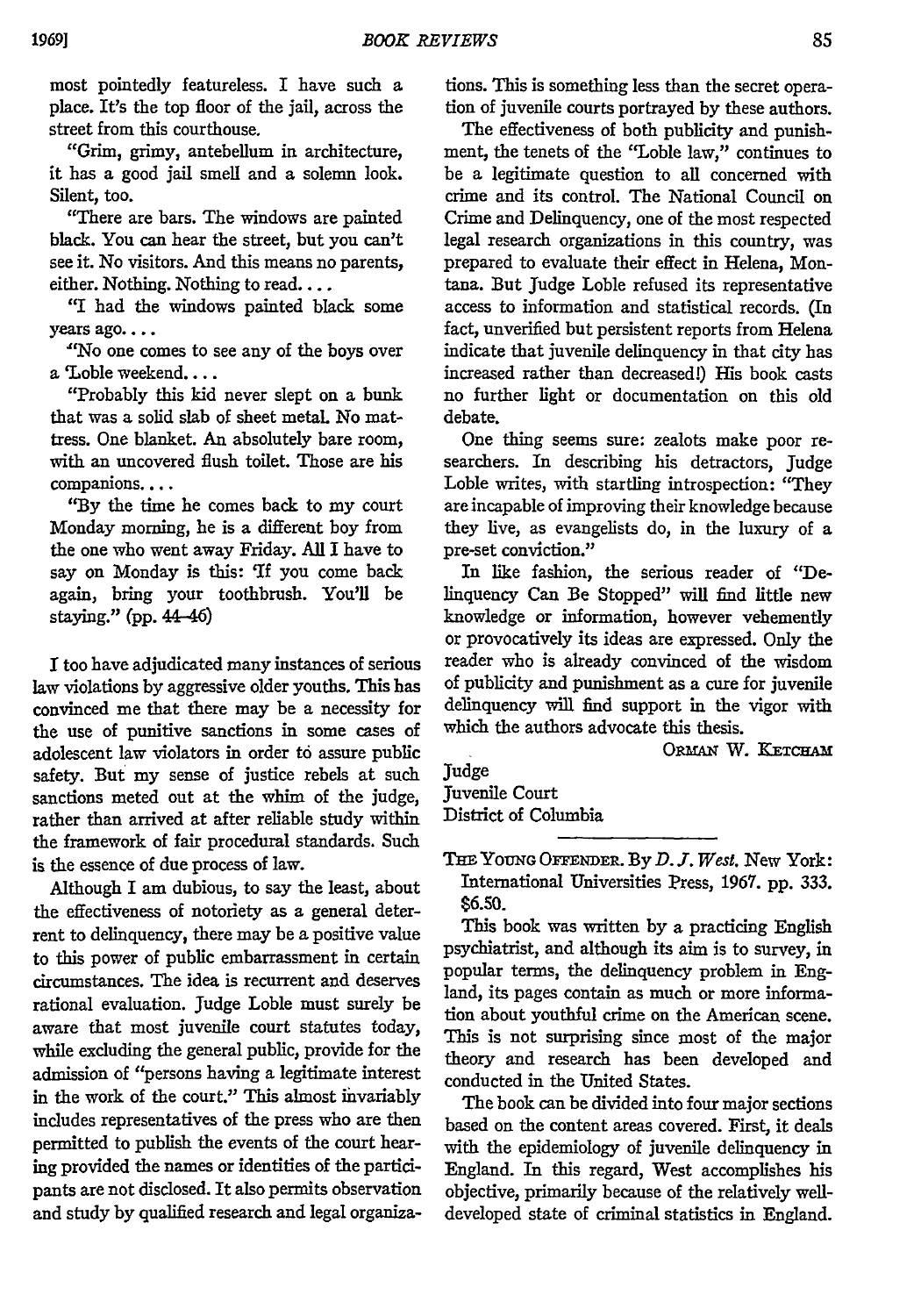most pointedly featureless. I have such a place. It's the top floor of the jail, across the street from this courthouse.

"Grim, grimy, antebellum in architecture, it has a good jail smell and a solemn look. Silent, too.

"There are bars. The windows are painted black. You can hear the street, but you can't see it. No visitors. And this means no parents, either. Nothing. Nothing to read. . . .

"I had the windows painted black some years ago. . . .

"No one comes to see any of the boys over a 'Loble weekend. . . .

"Probably this kid never slept on a bunk that was a solid slab of sheet metal. No mattress. One blanket. An absolutely bare room, with an uncovered flush toilet. Those are his companions. . . .

"By the time he comes back to my court Monday morning, he is a different boy from the one who went away Friday. All I have to say on Monday is this: 'If you come back again, bring your toothbrush. You'll be staying." (pp. 44-46)

I too have adjudicated many instances of serious law violations by aggressive older youths. This has convinced me that there may be a necessity for the use of punitive sanctions in some cases of adolescent law violators in order to assure public safety. But my sense of justice rebels at such sanctions meted out at the whim of the judge, rather than arrived at after reliable study within the framework of fair procedural standards. Such is the essence of due process of law.

Although I am dubious, to say the least, about the effectiveness of notoriety as a general deterrent to delinquency, there may be a positive value to this power of public embarrassment in certain circumstances. The idea is recurrent and deserves rational evaluation. Judge Loble must surely be aware that most juvenile court statutes today, while excluding the general public, provide for the admission of "persons having a legitimate interest in the work of the court." This almost invariably includes representatives of the press who are then permitted to publish the events of the court hearing provided the names or identities of the participants are not disclosed. It also permits observation and study by qualified research and legal organizations. This is something less than the secret operation of juvenile courts portrayed by these authors.

The effectiveness of both publicity and punishment, the tenets of the "Loble law," continues to be a legitimate question to all concerned with crime and its control. The National Council on Crime and Delinquency, one of the most respected legal research organizations in this country, was prepared to evaluate their effect in Helena, Montana. But Judge Loble refused its representative access to information and statistical records. (In fact, unverified but persistent reports from Helena indicate that juvenile delinquency in that city has increased rather than decreased!) His book casts no further light or documentation on this old debate.

One thing seems sure: zealots make poor researchers. In describing his detractors, Judge Loble writes, with startling introspection: "They are incapable of improving their knowledge because they live, as evangelists do, in the luxury of a pre-set conviction."

In like fashion, the serious reader of "Delinquency Can Be Stopped" will find little new knowledge or information, however vehemently or provocatively its ideas are expressed. Only the reader who is already convinced of the wisdom of publicity and punishment as a cure for juvenile delinquency will find support in the vigor with which the authors advocate this thesis.

ORMAN W. KETCHAM

Judge
Juvenile Court
District of Columbia

---

THE YOUNG OFFENDER. By *D. J. West.* New York: International Universities Press, 1967. pp. 333. $6.50.

This book was written by a practicing English psychiatrist, and although its aim is to survey, in popular terms, the delinquency problem in England, its pages contain as much or more information about youthful crime on the American scene. This is not surprising since most of the major theory and research has been developed and conducted in the United States.

The book can be divided into four major sections based on the content areas covered. First, it deals with the epidemiology of juvenile delinquency in England. In this regard, West accomplishes his objective, primarily because of the relatively well-developed state of criminal statistics in England.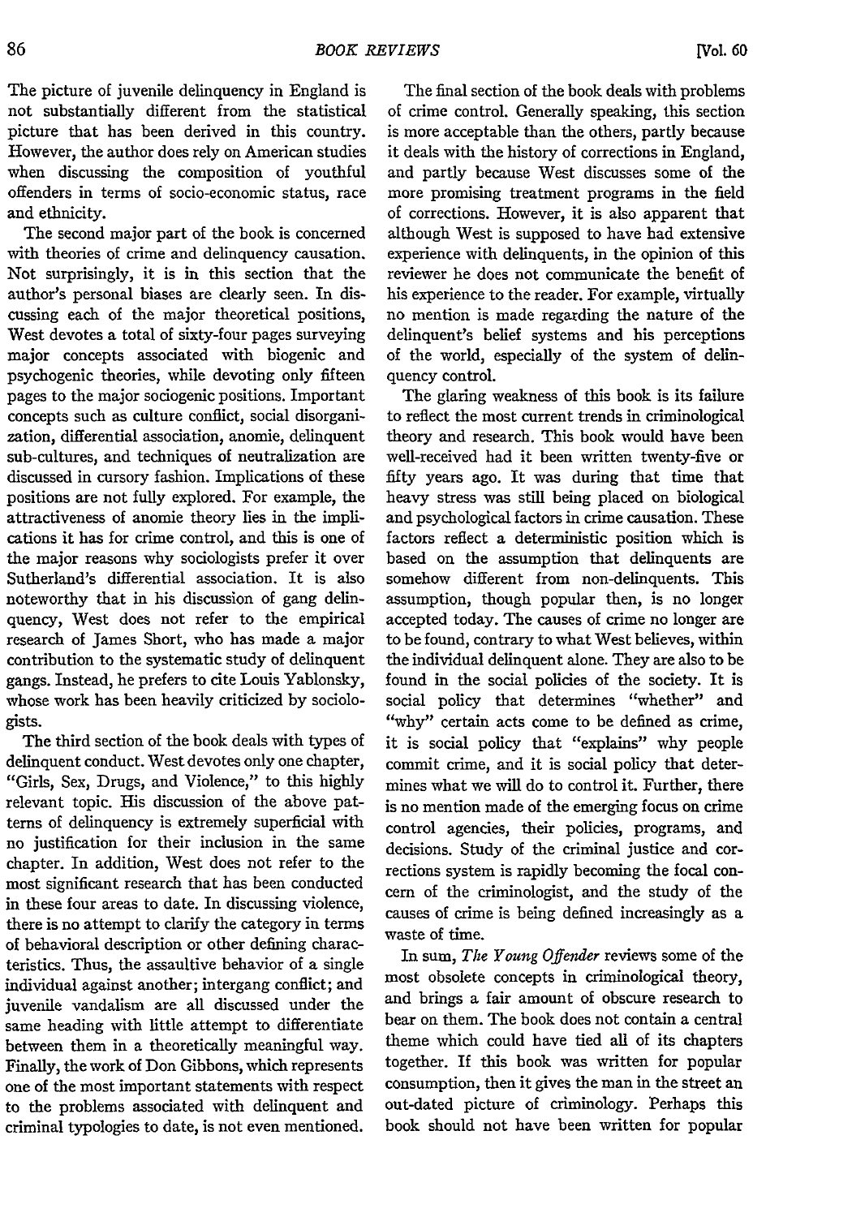The picture of juvenile delinquency in England is not substantially different from the statistical picture that has been derived in this country. However, the author does rely on American studies when discussing the composition of youthful offenders in terms of socio-economic status, race and ethnicity.

The second major part of the book is concerned with theories of crime and delinquency causation. Not surprisingly, it is in this section that the author's personal biases are clearly seen. In discussing each of the major theoretical positions, West devotes a total of sixty-four pages surveying major concepts associated with biogenic and psychogenic theories, while devoting only fifteen pages to the major sociogenic positions. Important concepts such as culture conflict, social disorganization, differential association, anomie, delinquent sub-cultures, and techniques of neutralization are discussed in cursory fashion. Implications of these positions are not fully explored. For example, the attractiveness of anomie theory lies in the implications it has for crime control, and this is one of the major reasons why sociologists prefer it over Sutherland's differential association. It is also noteworthy that in his discussion of gang delinquency, West does not refer to the empirical research of James Short, who has made a major contribution to the systematic study of delinquent gangs. Instead, he prefers to cite Louis Yablonsky, whose work has been heavily criticized by sociologists.

The third section of the book deals with types of delinquent conduct. West devotes only one chapter, "Girls, Sex, Drugs, and Violence," to this highly relevant topic. His discussion of the above patterns of delinquency is extremely superficial with no justification for their inclusion in the same chapter. In addition, West does not refer to the most significant research that has been conducted in these four areas to date. In discussing violence, there is no attempt to clarify the category in terms of behavioral description or other defining characteristics. Thus, the assaultive behavior of a single individual against another; intergang conflict; and juvenile vandalism are all discussed under the same heading with little attempt to differentiate between them in a theoretically meaningful way. Finally, the work of Don Gibbons, which represents one of the most important statements with respect to the problems associated with delinquent and criminal typologies to date, is not even mentioned.

The final section of the book deals with problems of crime control. Generally speaking, this section is more acceptable than the others, partly because it deals with the history of corrections in England, and partly because West discusses some of the more promising treatment programs in the field of corrections. However, it is also apparent that although West is supposed to have had extensive experience with delinquents, in the opinion of this reviewer he does not communicate the benefit of his experience to the reader. For example, virtually no mention is made regarding the nature of the delinquent's belief systems and his perceptions of the world, especially of the system of delinquency control.

The glaring weakness of this book is its failure to reflect the most current trends in criminological theory and research. This book would have been well-received had it been written twenty-five or fifty years ago. It was during that time that heavy stress was still being placed on biological and psychological factors in crime causation. These factors reflect a deterministic position which is based on the assumption that delinquents are somehow different from non-delinquents. This assumption, though popular then, is no longer accepted today. The causes of crime no longer are to be found, contrary to what West believes, within the individual delinquent alone. They are also to be found in the social policies of the society. It is social policy that determines "whether" and "why" certain acts come to be defined as crime, it is social policy that "explains" why people commit crime, and it is social policy that determines what we will do to control it. Further, there is no mention made of the emerging focus on crime control agencies, their policies, programs, and decisions. Study of the criminal justice and corrections system is rapidly becoming the focal concern of the criminologist, and the study of the causes of crime is being defined increasingly as a waste of time.

In sum, *The Young Offender* reviews some of the most obsolete concepts in criminological theory, and brings a fair amount of obscure research to bear on them. The book does not contain a central theme which could have tied all of its chapters together. If this book was written for popular consumption, then it gives the man in the street an out-dated picture of criminology. Perhaps this book should not have been written for popular